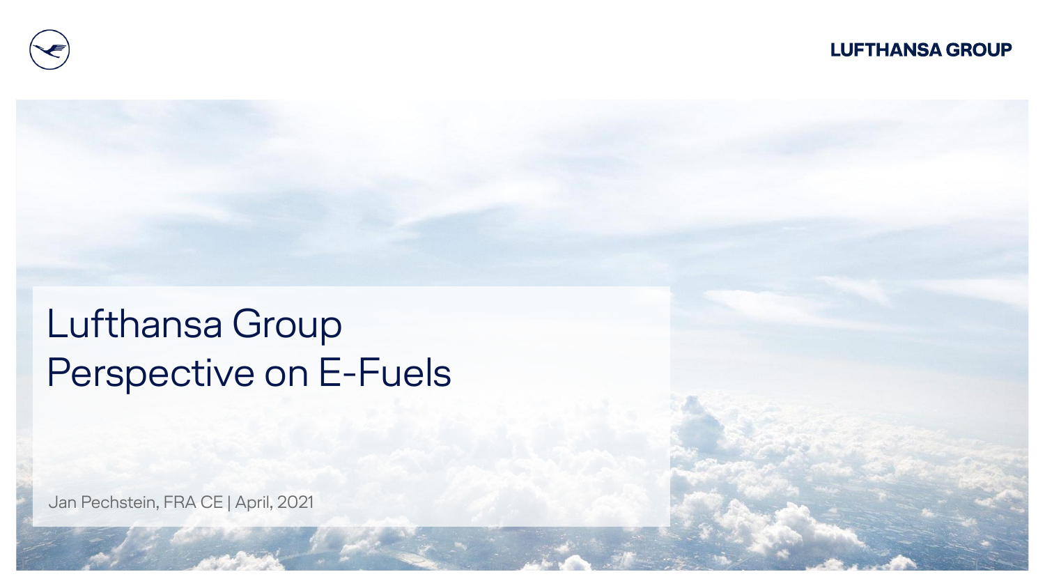LUFTHANSA GROUP

# Lufthansa Group Perspective on E-Fuels

Jan Pechstein, FRA CE | April, 2021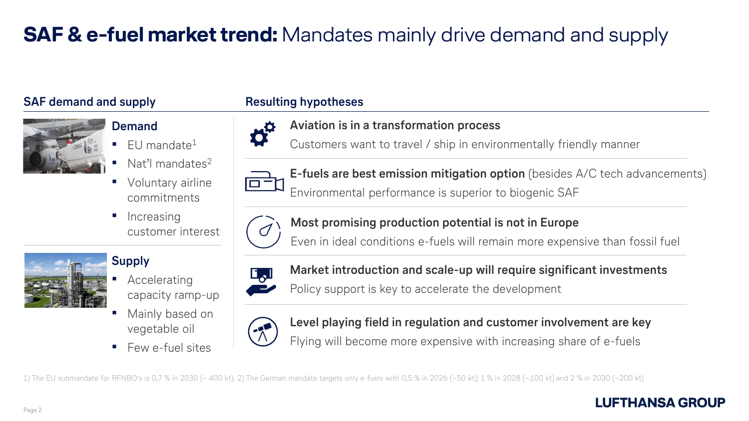# **SAF & e-fuel market trend:** Mandates mainly drive demand and supply

## SAF demand and supply

### Demand

- EU mandate[1]
- Nat'l mandates[2]
- Voluntary airline commitments
- Increasing customer interest

### Supply

- Accelerating capacity ramp-up
- Mainly based on vegetable oil
- Few e-fuel sites

## Resulting hypotheses

**Aviation is in a transformation process**
Customers want to travel / ship in environmentally friendly manner

**E-fuels are best emission mitigation option** (besides A/C tech advancements)
Environmental performance is superior to biogenic SAF

**Most promising production potential is not in Europe**
Even in ideal conditions e-fuels will remain more expensive than fossil fuel

**Market introduction and scale-up will require significant investments**
Policy support is key to accelerate the development

**Level playing field in regulation and customer involvement are key**
Flying will become more expensive with increasing share of e-fuels

1) The EU submandate for RFNBO's is 0,7 % in 2030 (~ 400 kt). 2) The German mandate targets only e-fuels with 0,5 % in 2026 (~50 kt); 1 % in 2028 (~100 kt) and 2 % in 2030 (~200 kt)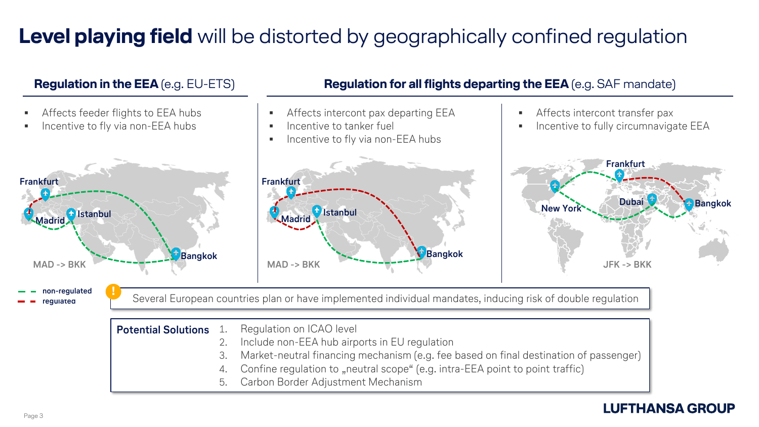# **Level playing field** will be distorted by geographically confined regulation

## **Regulation in the EEA** (e.g. EU-ETS)

- Affects feeder flights to EEA hubs
- Incentive to fly via non-EEA hubs

Frankfurt
Madrid
Istanbul
Bangkok
MAD -> BKK

## **Regulation for all flights departing the EEA** (e.g. SAF mandate)

- Affects intercont pax departing EEA
- Incentive to tanker fuel
- Incentive to fly via non-EEA hubs

Frankfurt
Madrid
Istanbul
Bangkok
MAD -> BKK

- Affects intercont transfer pax
- Incentive to fully circumnavigate EEA

Frankfurt
New York
Dubai
Bangkok
JFK -> BKK

non-regulated
regulated

Several European countries plan or have implemented individual mandates, inducing risk of double regulation

**Potential Solutions**

1. Regulation on ICAO level
2. Include non-EEA hub airports in EU regulation
3. Market-neutral financing mechanism (e.g. fee based on final destination of passenger)
4. Confine regulation to „neutral scope" (e.g. intra-EEA point to point traffic)
5. Carbon Border Adjustment Mechanism

LUFTHANSA GROUP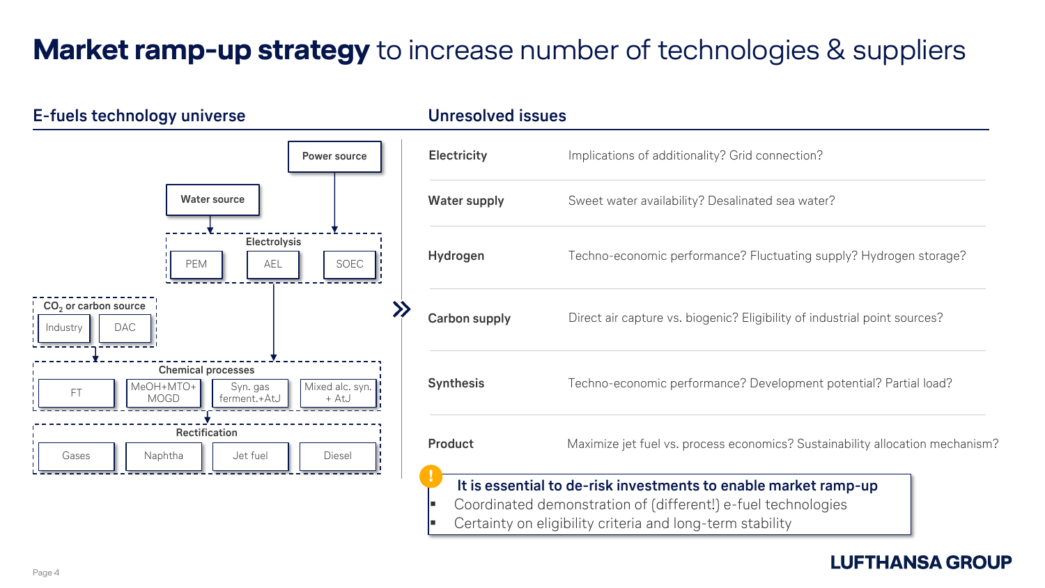# **Market ramp-up strategy** to increase number of technologies & suppliers

## E-fuels technology universe

- Power source
- Water source
- Electrolysis
  - PEM
  - AEL
  - SOEC
- $CO_2$ or carbon source
  - Industry
  - DAC
- Chemical processes
  - FT
  - MeOH+MTO+MOGD
  - Syn. gas ferment.+AtJ
  - Mixed alc. syn. + AtJ
- Rectification
  - Gases
  - Naphtha
  - Jet fuel
  - Diesel

## Unresolved issues

| | |
|---|---|
| **Electricity** | Implications of additionality? Grid connection? |
| **Water supply** | Sweet water availability? Desalinated sea water? |
| **Hydrogen** | Techno-economic performance? Fluctuating supply? Hydrogen storage? |
| **Carbon supply** | Direct air capture vs. biogenic? Eligibility of industrial point sources? |
| **Synthesis** | Techno-economic performance? Development potential? Partial load? |
| **Product** | Maximize jet fuel vs. process economics? Sustainability allocation mechanism? |

**It is essential to de-risk investments to enable market ramp-up**

- Coordinated demonstration of (different!) e-fuel technologies
- Certainty on eligibility criteria and long-term stability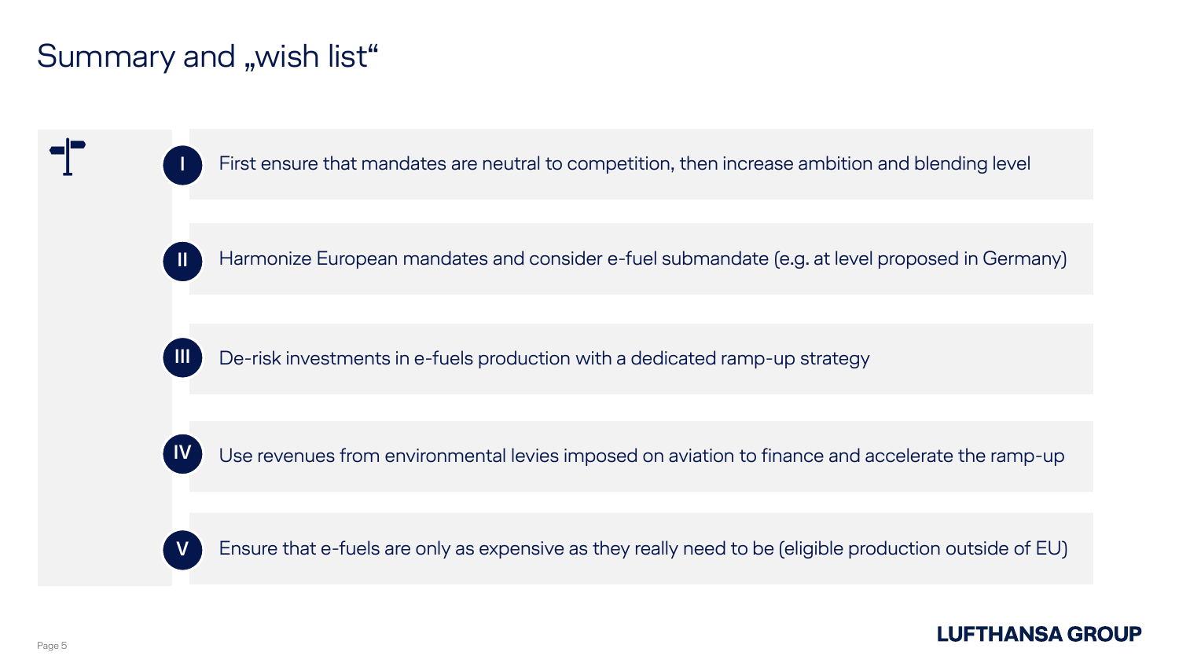# Summary and „wish list“

- I. First ensure that mandates are neutral to competition, then increase ambition and blending level
- II. Harmonize European mandates and consider e-fuel submandate (e.g. at level proposed in Germany)
- III. De-risk investments in e-fuels production with a dedicated ramp-up strategy
- IV. Use revenues from environmental levies imposed on aviation to finance and accelerate the ramp-up
- V. Ensure that e-fuels are only as expensive as they really need to be (eligible production outside of EU)